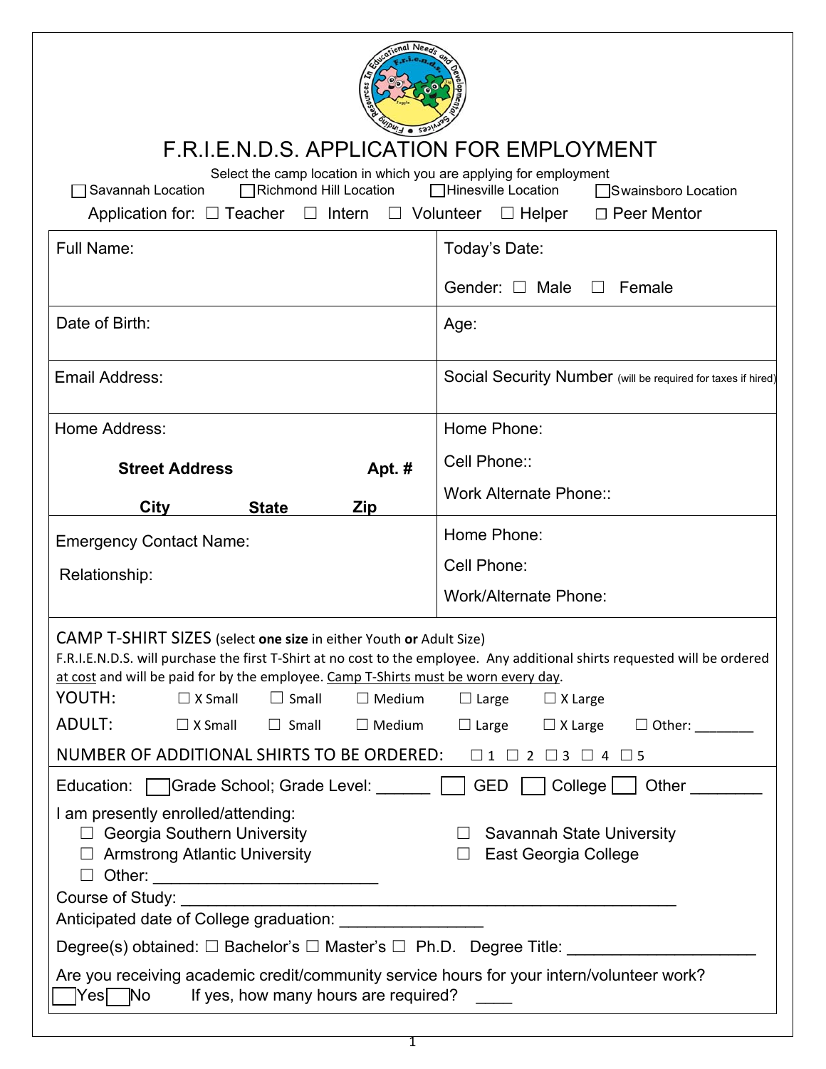# F.R.I.E.N.D.S. APPLICATION FOR EMPLOYMENT

Select the camp location in which you are applying for employment

☐ Savannah Location ☐ Richmond Hill Location ☐ Hinesville Location ☐ Swainsboro Location

Application for: ☐ Teacher ☐ Intern ☐ Volunteer ☐ Helper ☐ Peer Mentor

| | |
|---|---|
| Full Name: | Today's Date:<br><br>Gender: ☐ Male ☐ Female |
| Date of Birth: | Age: |
| Email Address: | Social Security Number (will be required for taxes if hired) |
| Home Address:<br><br>**Street Address** **Apt. #**<br><br>**City** **State** **Zip** | Home Phone:<br><br>Cell Phone::<br><br>Work Alternate Phone:: |
| Emergency Contact Name:<br><br>Relationship: | Home Phone:<br><br>Cell Phone:<br><br>Work/Alternate Phone: |

CAMP T-SHIRT SIZES (select **one size** in either Youth **or** Adult Size)

F.R.I.E.N.D.S. will purchase the first T-Shirt at no cost to the employee. Any additional shirts requested will be ordered at cost and will be paid for by the employee. Camp T-Shirts must be worn every day.

YOUTH: ☐ X Small ☐ Small ☐ Medium ☐ Large ☐ X Large

ADULT: ☐ X Small ☐ Small ☐ Medium ☐ Large ☐ X Large ☐ Other: ________

NUMBER OF ADDITIONAL SHIRTS TO BE ORDERED: ☐ 1 ☐ 2 ☐ 3 ☐ 4 ☐ 5

Education: ☐ Grade School; Grade Level: ______ ☐ GED ☐ College ☐ Other ________

I am presently enrolled/attending:

- ☐ Georgia Southern University
- ☐ Savannah State University
- ☐ Armstrong Atlantic University
- ☐ East Georgia College
- ☐ Other: _________________________

Course of Study: _______________________________________________________

Anticipated date of College graduation: ________________

Degree(s) obtained: ☐ Bachelor's ☐ Master's ☐ Ph.D. Degree Title: _____________________

Are you receiving academic credit/community service hours for your intern/volunteer work?

☐ Yes ☐ No If yes, how many hours are required? ____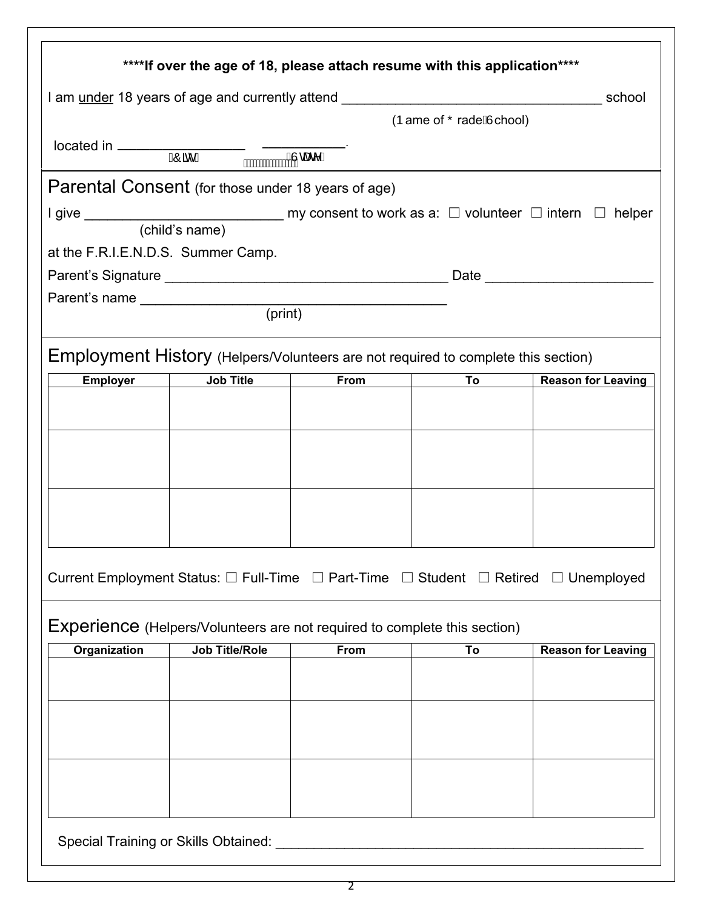**\*\*\*\*If over the age of 18, please attach resume with this application\*\*\*\***

I am under 18 years of age and currently attend ___________________________________ school

(Name of Grade School)

located in _________________ ___________.

(City) (State)

## Parental Consent (for those under 18 years of age)

I give __________________________ my consent to work as a: ☐ volunteer ☐ intern ☐ helper

(child's name)

at the F.R.I.E.N.D.S. Summer Camp.

Parent's Signature ______________________________________ Date ______________________

Parent's name _________________________________________

(print)

## Employment History (Helpers/Volunteers are not required to complete this section)

| Employer | Job Title | From | To | Reason for Leaving |
|---|---|---|---|---|
| | | | | |
| | | | | |
| | | | | |

Current Employment Status: ☐ Full-Time ☐ Part-Time ☐ Student ☐ Retired ☐ Unemployed

## Experience (Helpers/Volunteers are not required to complete this section)

| Organization | Job Title/Role | From | To | Reason for Leaving |
|---|---|---|---|---|
| | | | | |
| | | | | |
| | | | | |

Special Training or Skills Obtained: __________________________________________________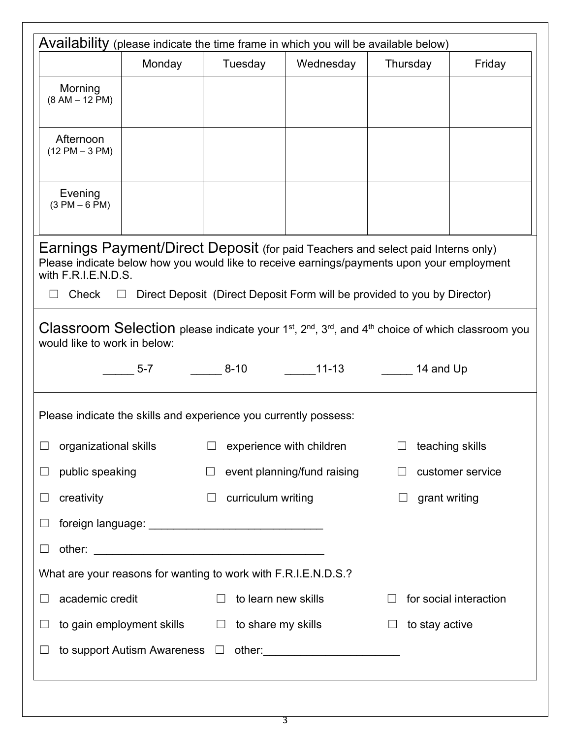## Availability (please indicate the time frame in which you will be available below)

| | Monday | Tuesday | Wednesday | Thursday | Friday |
|---|---|---|---|---|---|
| Morning (8 AM – 12 PM) | | | | | |
| Afternoon (12 PM – 3 PM) | | | | | |
| Evening (3 PM – 6 PM) | | | | | |

## Earnings Payment/Direct Deposit (for paid Teachers and select paid Interns only)

Please indicate below how you would like to receive earnings/payments upon your employment with F.R.I.E.N.D.S.

☐ Check ☐ Direct Deposit (Direct Deposit Form will be provided to you by Director)

## Classroom Selection

please indicate your 1st, 2nd, 3rd, and 4th choice of which classroom you would like to work in below:

_____ 5-7 _____ 8-10 _____11-13 _____ 14 and Up

Please indicate the skills and experience you currently possess:

☐ organizational skills ☐ experience with children ☐ teaching skills

☐ public speaking ☐ event planning/fund raising ☐ customer service

☐ creativity ☐ curriculum writing ☐ grant writing

☐ foreign language: ___________________________

☐ other: _____________________________________

What are your reasons for wanting to work with F.R.I.E.N.D.S.?

☐ academic credit ☐ to learn new skills ☐ for social interaction

☐ to gain employment skills ☐ to share my skills ☐ to stay active

☐ to support Autism Awareness ☐ other:_____________________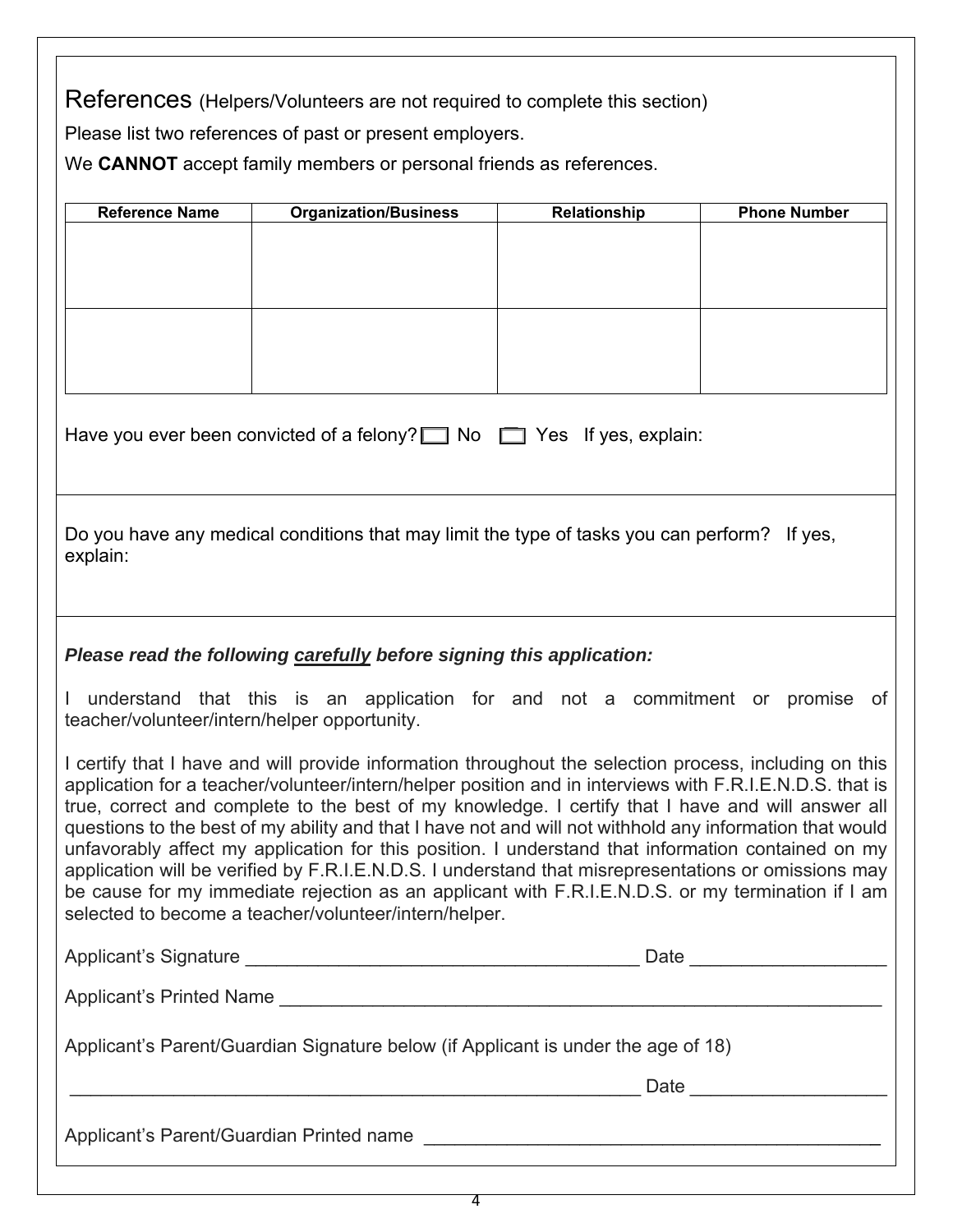# References (Helpers/Volunteers are not required to complete this section)

Please list two references of past or present employers.

We **CANNOT** accept family members or personal friends as references.

| Reference Name | Organization/Business | Relationship | Phone Number |
|---|---|---|---|
| | | | |
| | | | |

Have you ever been convicted of a felony? ☐ No ☐ Yes If yes, explain:

Do you have any medical conditions that may limit the type of tasks you can perform? If yes, explain:

***Please read the following <u>carefully</u> before signing this application:***

I understand that this is an application for and not a commitment or promise of teacher/volunteer/intern/helper opportunity.

I certify that I have and will provide information throughout the selection process, including on this application for a teacher/volunteer/intern/helper position and in interviews with F.R.I.E.N.D.S. that is true, correct and complete to the best of my knowledge. I certify that I have and will answer all questions to the best of my ability and that I have not and will not withhold any information that would unfavorably affect my application for this position. I understand that information contained on my application will be verified by F.R.I.E.N.D.S. I understand that misrepresentations or omissions may be cause for my immediate rejection as an applicant with F.R.I.E.N.D.S. or my termination if I am selected to become a teacher/volunteer/intern/helper.

Applicant's Signature ______________________________________ Date __________________

Applicant's Printed Name ___________________________________________________________

Applicant's Parent/Guardian Signature below (if Applicant is under the age of 18)

______________________________________________________ Date __________________

Applicant's Parent/Guardian Printed name ____________________________________________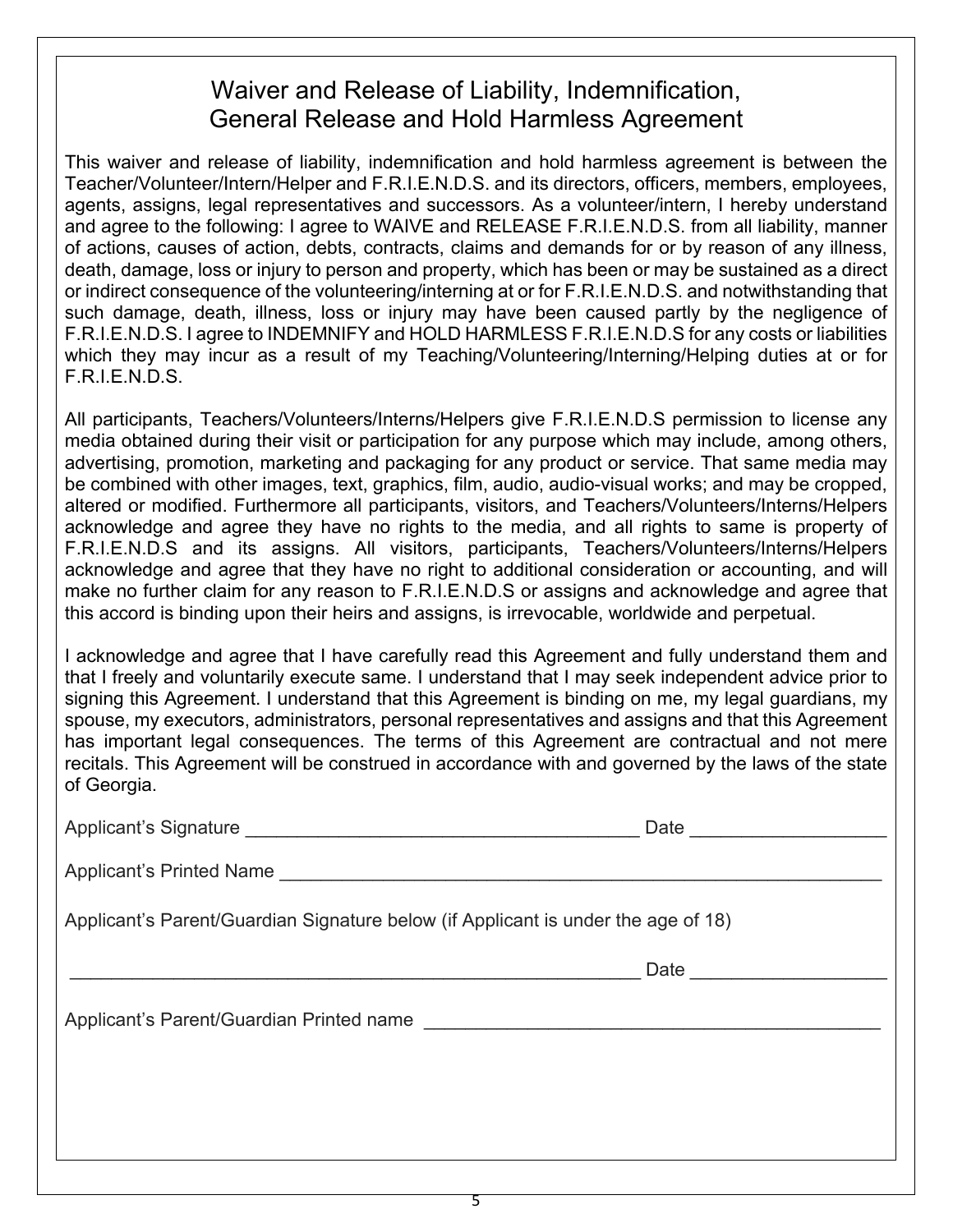# Waiver and Release of Liability, Indemnification, General Release and Hold Harmless Agreement

This waiver and release of liability, indemnification and hold harmless agreement is between the Teacher/Volunteer/Intern/Helper and F.R.I.E.N.D.S. and its directors, officers, members, employees, agents, assigns, legal representatives and successors. As a volunteer/intern, I hereby understand and agree to the following: I agree to WAIVE and RELEASE F.R.I.E.N.D.S. from all liability, manner of actions, causes of action, debts, contracts, claims and demands for or by reason of any illness, death, damage, loss or injury to person and property, which has been or may be sustained as a direct or indirect consequence of the volunteering/interning at or for F.R.I.E.N.D.S. and notwithstanding that such damage, death, illness, loss or injury may have been caused partly by the negligence of F.R.I.E.N.D.S. I agree to INDEMNIFY and HOLD HARMLESS F.R.I.E.N.D.S for any costs or liabilities which they may incur as a result of my Teaching/Volunteering/Interning/Helping duties at or for F.R.I.E.N.D.S.

All participants, Teachers/Volunteers/Interns/Helpers give F.R.I.E.N.D.S permission to license any media obtained during their visit or participation for any purpose which may include, among others, advertising, promotion, marketing and packaging for any product or service. That same media may be combined with other images, text, graphics, film, audio, audio-visual works; and may be cropped, altered or modified. Furthermore all participants, visitors, and Teachers/Volunteers/Interns/Helpers acknowledge and agree they have no rights to the media, and all rights to same is property of F.R.I.E.N.D.S and its assigns. All visitors, participants, Teachers/Volunteers/Interns/Helpers acknowledge and agree that they have no right to additional consideration or accounting, and will make no further claim for any reason to F.R.I.E.N.D.S or assigns and acknowledge and agree that this accord is binding upon their heirs and assigns, is irrevocable, worldwide and perpetual.

I acknowledge and agree that I have carefully read this Agreement and fully understand them and that I freely and voluntarily execute same. I understand that I may seek independent advice prior to signing this Agreement. I understand that this Agreement is binding on me, my legal guardians, my spouse, my executors, administrators, personal representatives and assigns and that this Agreement has important legal consequences. The terms of this Agreement are contractual and not mere recitals. This Agreement will be construed in accordance with and governed by the laws of the state of Georgia.

Applicant's Signature ______________________________________ Date __________________

Applicant's Printed Name ____________________________________________________________

Applicant's Parent/Guardian Signature below (if Applicant is under the age of 18)

_______________________________________________________ Date __________________

Applicant's Parent/Guardian Printed name ____________________________________________